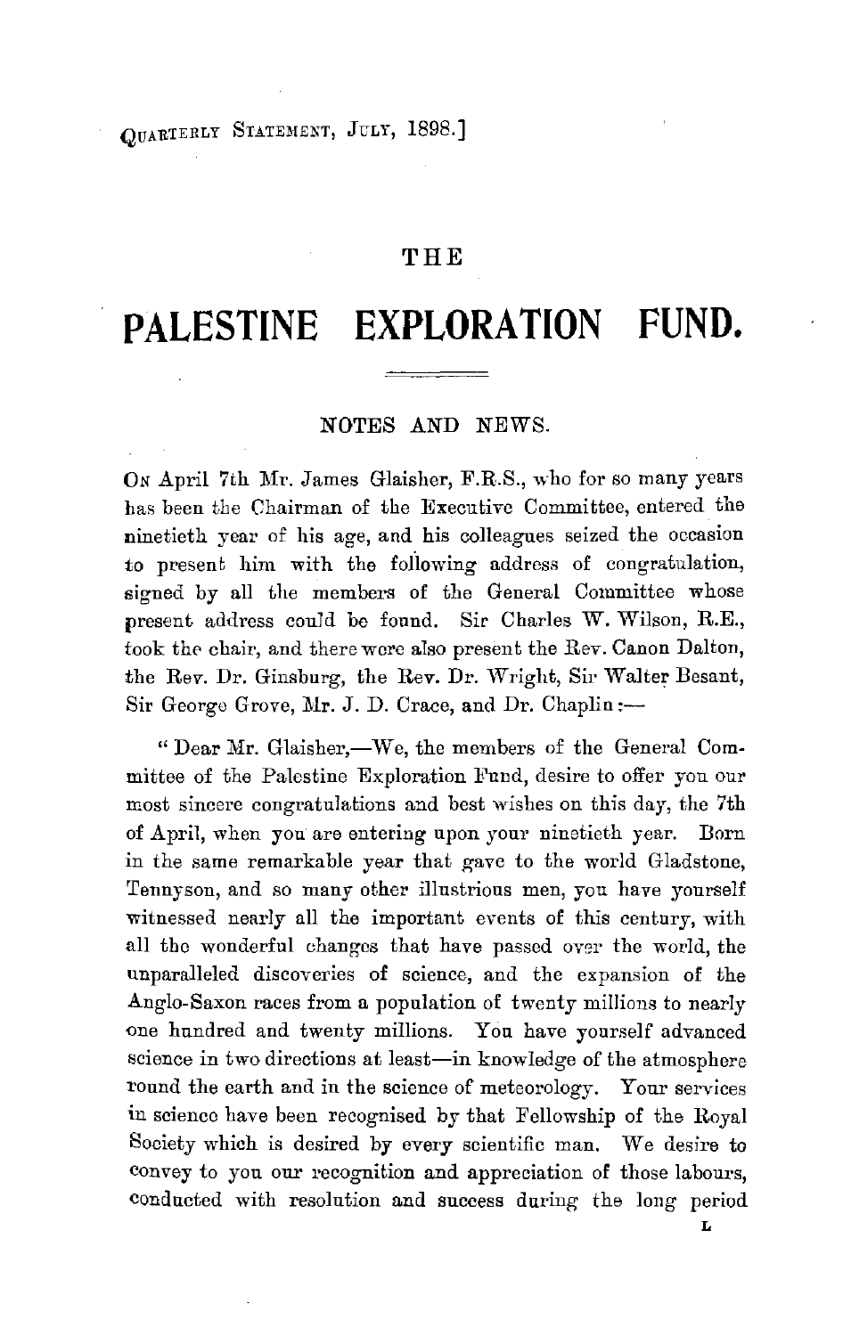# THE

# PALESTINE EXPLORATION FUND.

## NOTES AND NEWS.

On April 7th Mr. James Glaisher, F.R.S., who for so many years has been the Chairman of the Executive Committee, entered the ninetieth year of his age, and his colleagues seized the occasion to present him with the following address of congratulation, signed by all the members of the General Committee whose present address could be found. Sir Charles W. Wilson, R.E., took the chair, and there were also present the Rev. Canon Dalton, the Rev. Dr. Ginsburg, the Rev. Dr. Wright, Sir Walter Besant, Sir George Grove, Mr. J. D. Crace, and Dr. Chaplin:—

"Dear Mr. Glaisher,—We, the members of the General Committee of the Palestine Exploration Fund, desire to offer you our most sincere congratulations and best wishes on this day, the 7th of April, when you are entering upon your ninetieth year. Born in the same remarkable year that gave to the world Gladstone, Tennyson, and so many other illustrious men, you have yourself witnessed nearly all the important events of this century, with all the wonderful changes that have passed over the world, the unparalleled discoveries of science, and the expansion of the Anglo-Saxon races from a population of twenty millions to nearly one hundred and twenty millions. You have yourself advanced science in two directions at least—in knowledge of the atmosphere round the earth and in the science of meteorology. Your services in science have been recognised by that Fellowship of the Royal Society which is desired by every scientific man. We desire to convey to you our recognition and appreciation of those labours, conducted with resolution and success during the long period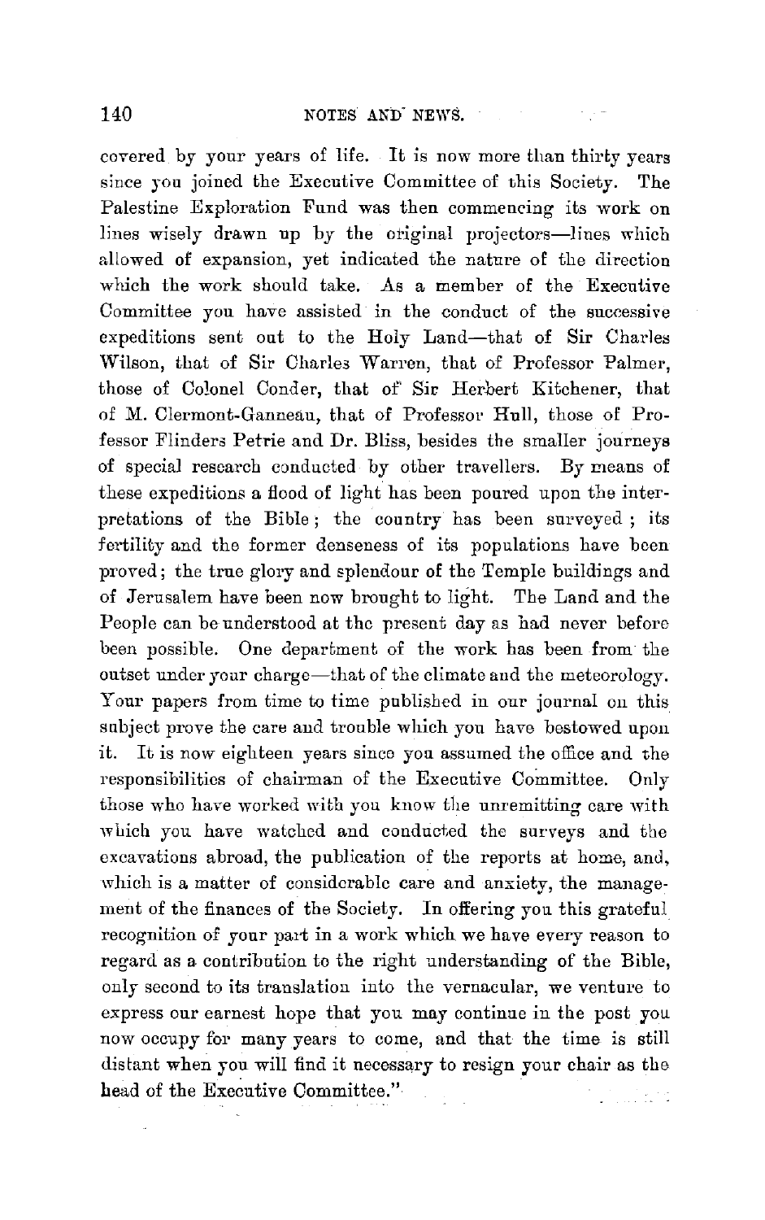covered by your years of life. It is now more than thirty years since you joined the Executive Committee of this Society. The Palestine Exploration Fund was then commencing its work on lines wisely drawn up by the original projectors—lines which allowed of expansion, yet indicated the nature of the direction which the work should take. As a member of the Executive Committee you have assisted in the conduct of the successive expeditions sent out to the Holy Land—that of Sir Charles Wilson, that of Sir Charles Warren, that of Professor Palmer, those of Colonel Conder, that of Sir Herbert Kitchener, that of M. Clermont-Ganneau, that of Professor Hull, those of Professor Flinders Petrie and Dr. Bliss, besides the smaller journeys of special research conducted by other travellers. By means of these expeditions a flood of light has been poured upon the interpretations of the Bible; the country has been surveyed; its fertility and the former denseness of its populations have been proved; the true glory and splendour of the Temple buildings and of Jerusalem have been now brought to light. The Land and the People can be understood at the present day as had never before been possible. One department of the work has been from the outset under your charge—that of the climate and the meteorology. Your papers from time to time published in our journal on this subject prove the care and trouble which you have bestowed upon it. It is now eighteen years since you assumed the office and the responsibilities of chairman of the Executive Committee. Only those who have worked with you know the unremitting care with which you have watched and conducted the surveys and the excavations abroad, the publication of the reports at home, and, which is a matter of considerable care and anxiety, the management of the finances of the Society. In offering you this grateful recognition of your part in a work which we have every reason to regard as a contribution to the right understanding of the Bible, only second to its translation into the vernacular, we venture to express our earnest hope that you may continue in the post you now occupy for many years to come, and that the time is still distant when you will find it necessary to resign your chair as the head of the Executive Committee."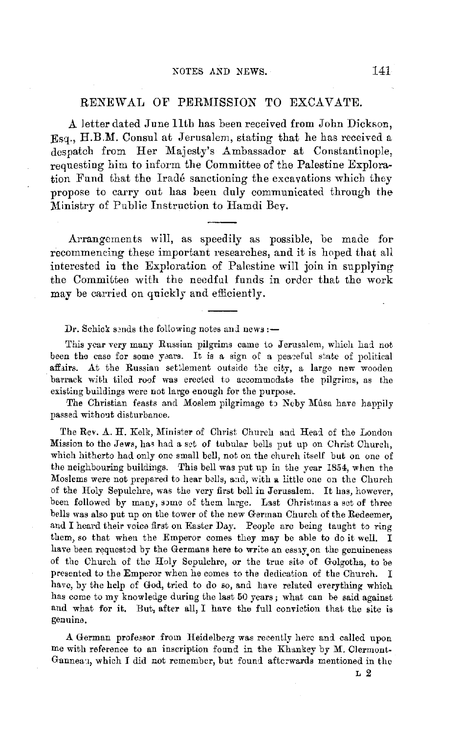## RENEWAL OF PERMISSION TO EXCAVATE.

A letter dated June 11th has been received from John Dickson, Esq., H.B.M. Consul at Jerusalem, stating that he has received a despatch from Her Majesty's Ambassador at Constantinople, requesting him to inform the Committee of the Palestine Exploration Fund that the Iradé sanctioning the excavations which they propose to carry out has been duly communicated through the Ministry of Public Instruction to Hamdi Bey.

---

Arrangements will, as speedily as possible, be made for recommencing these important researches, and it is hoped that all interested in the Exploration of Palestine will join in supplying the Committee with the needful funds in order that the work may be carried on quickly and efficiently.

---

Dr. Schick sends the following notes and news :—

This year very many Russian pilgrims came to Jerusalem, which had not been the case for some years. It is a sign of a peaceful state of political affairs. At the Russian settlement outside the city, a large new wooden barrack with tiled roof was erected to accommodate the pilgrims, as the existing buildings were not large enough for the purpose.

The Christian feasts and Moslem pilgrimage to Neby Mûsa have happily passed without disturbance.

The Rev. A. H. Kelk, Minister of Christ Church and Head of the London Mission to the Jews, has had a set of tubular bells put up on Christ Church, which hitherto had only one small bell, not on the church itself but on one of the neighbouring buildings. This bell was put up in the year 1854, when the Moslems were not prepared to hear bells, and, with a little one on the Church of the Holy Sepulchre, was the very first bell in Jerusalem. It has, however, been followed by many, some of them large. Last Christmas a set of three bells was also put up on the tower of the new German Church of the Redeemer, and I heard their voice first on Easter Day. People are being taught to ring them, so that when the Emperor comes they may be able to do it well. I have been requested by the Germans here to write an essay on the genuineness of the Church of the Holy Sepulchre, or the true site of Golgotha, to be presented to the Emperor when he comes to the dedication of the Church. I have, by the help of God, tried to do so, and have related everything which has come to my knowledge during the last 50 years; what can be said against and what for it. But, after all, I have the full conviction that the site is genuine.

A German professor from Heidelberg was recently here and called upon me with reference to an inscription found in the Khankey by M. Clermont-Ganneau, which I did not remember, but found afterwards mentioned in the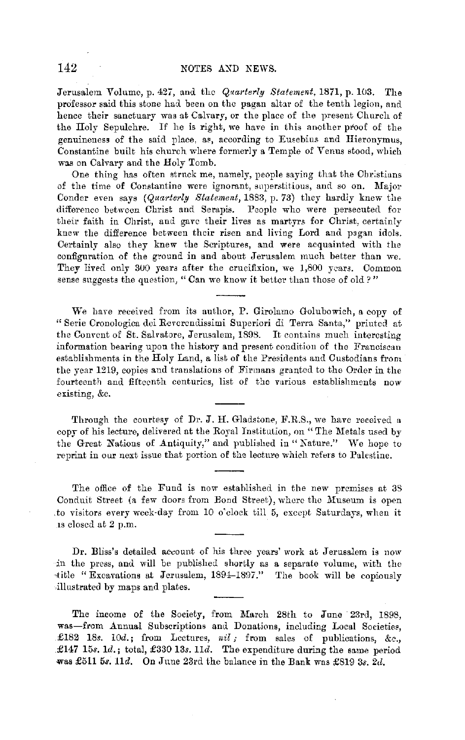Jerusalem Volume, p. 427, and the *Quarterly Statement*, 1871, p. 103. The professor said this stone had been on the pagan altar of the tenth legion, and hence their sanctuary was at Calvary, or the place of the present Church of the Holy Sepulchre. If he is right, we have in this another proof of the genuineness of the said place, as, according to Eusebius and Hieronymus, Constantine built his church where formerly a Temple of Venus stood, which was on Calvary and the Holy Tomb.

One thing has often struck me, namely, people saying that the Christians of the time of Constantine were ignorant, superstitious, and so on. Major Conder even says (*Quarterly Statement*, 1883, p. 73) they hardly knew the difference between Christ and Serapis. People who were persecuted for their faith in Christ, and gave their lives as martyrs for Christ, certainly knew the difference between their risen and living Lord and pagan idols. Certainly also they knew the Scriptures, and were acquainted with the configuration of the ground in and about Jerusalem much better than we. They lived only 300 years after the crucifixion, we 1,800 years. Common sense suggests the question, "Can we know it better than those of old?"

---

We have received from its author, P. Girolamo Golubowich, a copy of "Serie Cronologica dei Reverendissimi Superiori di Terra Santa," printed at the Convent of St. Salvatore, Jerusalem, 1898. It contains much interesting information bearing upon the history and present condition of the Franciscan establishments in the Holy Land, a list of the Presidents and Custodians from the year 1219, copies and translations of Firmans granted to the Order in the fourteenth and fifteenth centuries, list of the various establishments now existing, &c.

---

Through the courtesy of Dr. J. H. Gladstone, F.R.S., we have received a copy of his lecture, delivered at the Royal Institution, on "The Metals used by the Great Nations of Antiquity," and published in "Nature." We hope to reprint in our next issue that portion of the lecture which refers to Palestine.

---

The office of the Fund is now established in the new premises at 38 Conduit Street (a few doors from Bond Street), where the Museum is open to visitors every week-day from 10 o'clock till 5, except Saturdays, when it is closed at 2 p.m.

---

Dr. Bliss's detailed account of his three years' work at Jerusalem is now in the press, and will be published shortly as a separate volume, with the title "Excavations at Jerusalem, 1894–1897." The book will be copiously illustrated by maps and plates.

---

The income of the Society, from March 28th to June 23rd, 1898, was—from Annual Subscriptions and Donations, including Local Societies, £182 18*s.* 10*d.*; from Lectures, *nil*; from sales of publications, &c., £147 15*s.* 1*d.*; total, £330 13*s.* 11*d.* The expenditure during the same period was £511 5*s.* 11*d.* On June 23rd the balance in the Bank was £819 3*s.* 2*d.*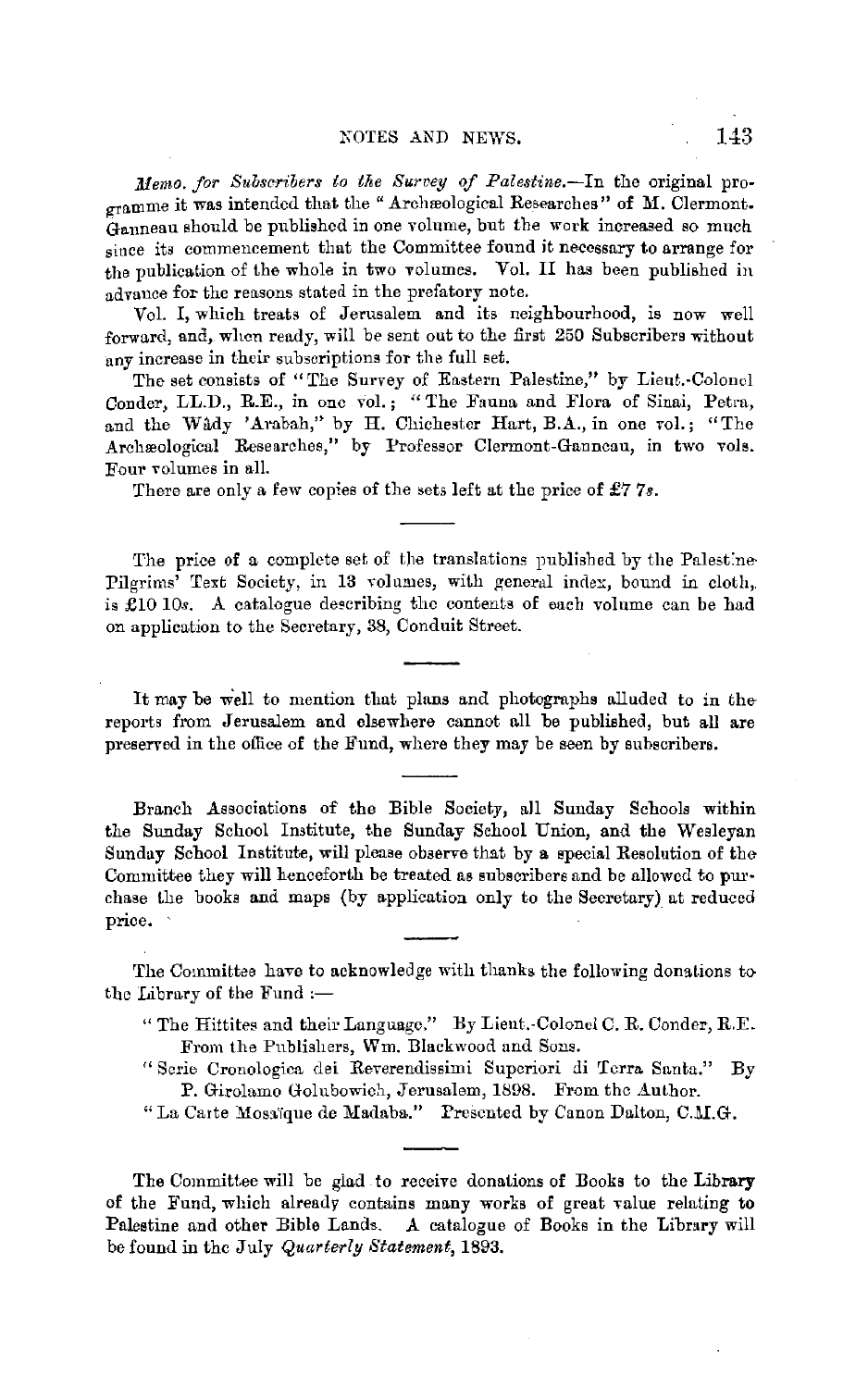*Memo. for Subscribers to the Survey of Palestine.*—In the original programme it was intended that the "Archæological Researches" of M. Clermont-Ganneau should be published in one volume, but the work increased so much since its commencement that the Committee found it necessary to arrange for the publication of the whole in two volumes. Vol. II has been published in advance for the reasons stated in the prefatory note.

Vol. I, which treats of Jerusalem and its neighbourhood, is now well forward, and, when ready, will be sent out to the first 250 Subscribers without any increase in their subscriptions for the full set.

The set consists of "The Survey of Eastern Palestine," by Lieut.-Colonel Conder, LL.D., R.E., in one vol.; "The Fauna and Flora of Sinai, Petra, and the Wâdy 'Arabah," by H. Chichester Hart, B.A., in one vol.; "The Archæological Researches," by Professor Clermont-Ganneau, in two vols. Four volumes in all.

There are only a few copies of the sets left at the price of £7 7*s*.

---

The price of a complete set of the translations published by the Palestine Pilgrims' Text Society, in 13 volumes, with general index, bound in cloth, is £10 10*s*. A catalogue describing the contents of each volume can be had on application to the Secretary, 38, Conduit Street.

---

It may be well to mention that plans and photographs alluded to in the reports from Jerusalem and elsewhere cannot all be published, but all are preserved in the office of the Fund, where they may be seen by subscribers.

---

Branch Associations of the Bible Society, all Sunday Schools within the Sunday School Institute, the Sunday School Union, and the Wesleyan Sunday School Institute, will please observe that by a special Resolution of the Committee they will henceforth be treated as subscribers and be allowed to purchase the books and maps (by application only to the Secretary) at reduced price.

---

The Committee have to acknowledge with thanks the following donations to the Library of the Fund :—

"The Hittites and their Language." By Lieut.-Colonel C. R. Conder, R.E. From the Publishers, Wm. Blackwood and Sons.

"Serie Cronologica dei Reverendissimi Superiori di Terra Santa." By P. Girolamo Golubowich, Jerusalem, 1898. From the Author.

"La Carte Mosaïque de Madaba." Presented by Canon Dalton, C.M.G.

---

The Committee will be glad to receive donations of Books to the Library of the Fund, which already contains many works of great value relating to Palestine and other Bible Lands. A catalogue of Books in the Library will be found in the July *Quarterly Statement*, 1893.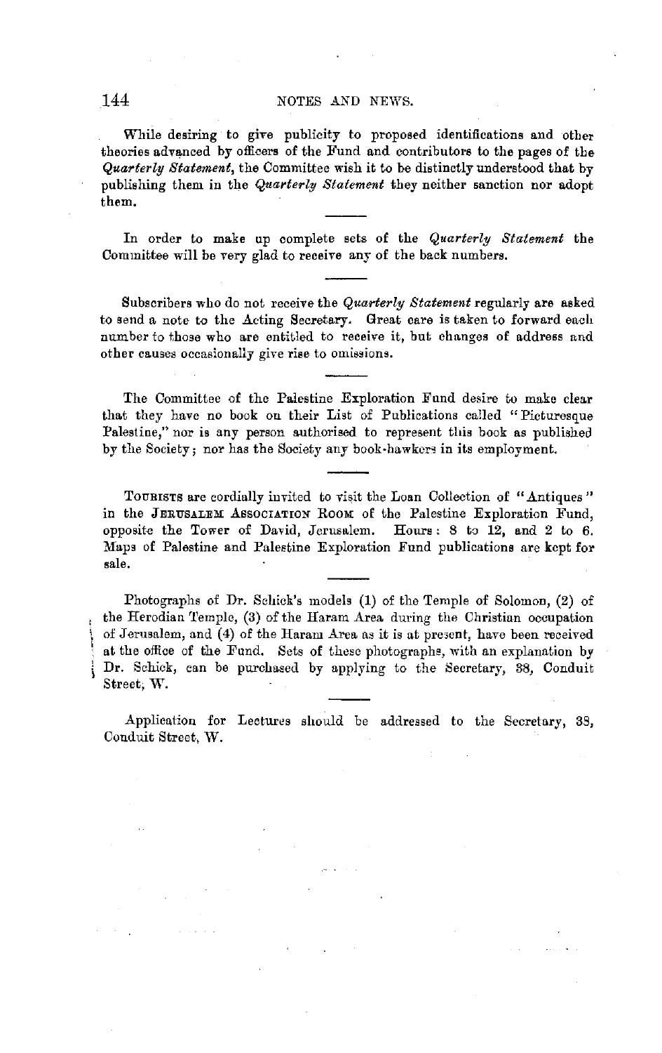While desiring to give publicity to proposed identifications and other theories advanced by officers of the Fund and contributors to the pages of the *Quarterly Statement*, the Committee wish it to be distinctly understood that by publishing them in the *Quarterly Statement* they neither sanction nor adopt them.

---

In order to make up complete sets of the *Quarterly Statement* the Committee will be very glad to receive any of the back numbers.

---

Subscribers who do not receive the *Quarterly Statement* regularly are asked to send a note to the Acting Secretary. Great care is taken to forward each number to those who are entitled to receive it, but changes of address and other causes occasionally give rise to omissions.

---

The Committee of the Palestine Exploration Fund desire to make clear that they have no book on their List of Publications called "Picturesque Palestine," nor is any person authorised to represent this book as published by the Society; nor has the Society any book-hawkers in its employment.

---

TOURISTS are cordially invited to visit the Loan Collection of "Antiques" in the JERUSALEM ASSOCIATION ROOM of the Palestine Exploration Fund, opposite the Tower of David, Jerusalem. Hours: 8 to 12, and 2 to 6. Maps of Palestine and Palestine Exploration Fund publications are kept for sale.

---

Photographs of Dr. Schick's models (1) of the Temple of Solomon, (2) of the Herodian Temple, (3) of the Haram Area during the Christian occupation of Jerusalem, and (4) of the Haram Area as it is at present, have been received at the office of the Fund. Sets of these photographs, with an explanation by Dr. Schick, can be purchased by applying to the Secretary, 38, Conduit Street, W.

---

Application for Lectures should be addressed to the Secretary, 38, Conduit Street, W.